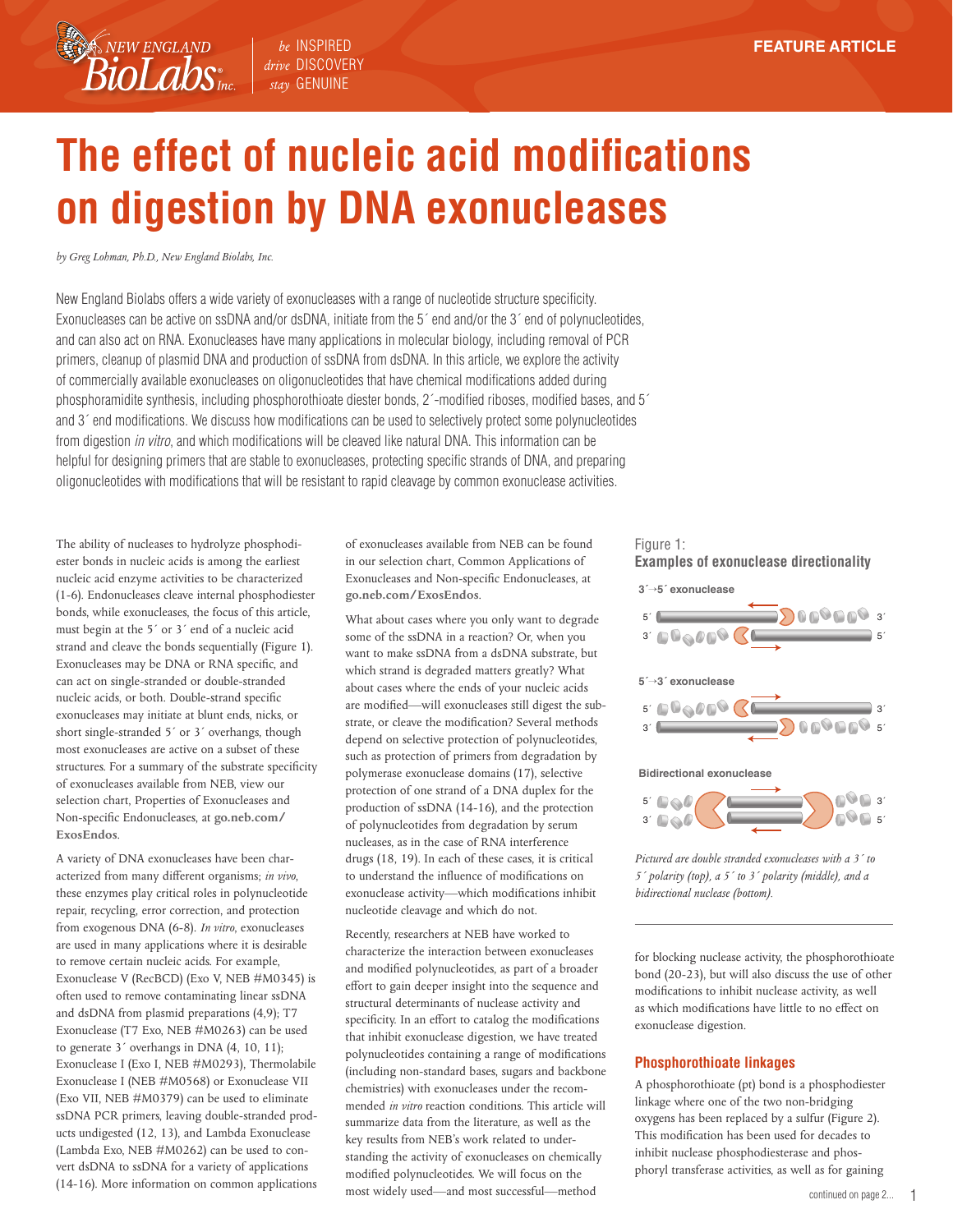# The effect of nucleic acid modifications on digestion by DNA exonucleases

*by Greg Lohman, Ph.D., New England Biolabs, Inc.*

New England Biolabs offers a wide variety of exonucleases with a range of nucleotide structure specificity. Exonucleases can be active on ssDNA and/or dsDNA, initiate from the 5´ end and/or the 3´ end of polynucleotides, and can also act on RNA. Exonucleases have many applications in molecular biology, including removal of PCR primers, cleanup of plasmid DNA and production of ssDNA from dsDNA. In this article, we explore the activity of commercially available exonucleases on oligonucleotides that have chemical modifications added during phosphoramidite synthesis, including phosphorothioate diester bonds, 2´-modified riboses, modified bases, and 5´ and 3´ end modifications. We discuss how modifications can be used to selectively protect some polynucleotides from digestion *in vitro*, and which modifications will be cleaved like natural DNA. This information can be helpful for designing primers that are stable to exonucleases, protecting specific strands of DNA, and preparing oligonucleotides with modifications that will be resistant to rapid cleavage by common exonuclease activities.

The ability of nucleases to hydrolyze phosphodiester bonds in nucleic acids is among the earliest nucleic acid enzyme activities to be characterized (1-6). Endonucleases cleave internal phosphodiester bonds, while exonucleases, the focus of this article, must begin at the 5´ or 3´ end of a nucleic acid strand and cleave the bonds sequentially (Figure 1). Exonucleases may be DNA or RNA specific, and can act on single-stranded or double-stranded nucleic acids, or both. Double-strand specific exonucleases may initiate at blunt ends, nicks, or short single-stranded 5´ or 3´ overhangs, though most exonucleases are active on a subset of these structures. For a summary of the substrate specificity of exonucleases available from NEB, view our selection chart, Properties of Exonucleases and Non-specific Endonucleases, at **go.neb.com/ExosEndos**.

A variety of DNA exonucleases have been characterized from many different organisms; *in vivo*, these enzymes play critical roles in polynucleotide repair, recycling, error correction, and protection from exogenous DNA (6-8). *In vitro*, exonucleases are used in many applications where it is desirable to remove certain nucleic acids. For example, Exonuclease V (RecBCD) (Exo V, NEB #M0345) is often used to remove contaminating linear ssDNA and dsDNA from plasmid preparations (4,9); T7 Exonuclease (T7 Exo, NEB #M0263) can be used to generate 3´ overhangs in DNA (4, 10, 11); Exonuclease I (Exo I, NEB #M0293), Thermolabile Exonuclease I (NEB #M0568) or Exonuclease VII (Exo VII, NEB #M0379) can be used to eliminate ssDNA PCR primers, leaving double-stranded products undigested (12, 13), and Lambda Exonuclease (Lambda Exo, NEB #M0262) can be used to convert dsDNA to ssDNA for a variety of applications (14-16). More information on common applications of exonucleases available from NEB can be found in our selection chart, Common Applications of Exonucleases and Non-specific Endonucleases, at **go.neb.com/ExosEndos**.

What about cases where you only want to degrade some of the ssDNA in a reaction? Or, when you want to make ssDNA from a dsDNA substrate, but which strand is degraded matters greatly? What about cases where the ends of your nucleic acids are modified—will exonucleases still digest the substrate, or cleave the modification? Several methods depend on selective protection of polynucleotides, such as protection of primers from degradation by polymerase exonuclease domains (17), selective protection of one strand of a DNA duplex for the production of ssDNA (14-16), and the protection of polynucleotides from degradation by serum nucleases, as in the case of RNA interference drugs (18, 19). In each of these cases, it is critical to understand the influence of modifications on exonuclease activity—which modifications inhibit nucleotide cleavage and which do not.

Recently, researchers at NEB have worked to characterize the interaction between exonucleases and modified polynucleotides, as part of a broader effort to gain deeper insight into the sequence and structural determinants of nuclease activity and specificity. In an effort to catalog the modifications that inhibit exonuclease digestion, we have treated polynucleotides containing a range of modifications (including non-standard bases, sugars and backbone chemistries) with exonucleases under the recommended *in vitro* reaction conditions. This article will summarize data from the literature, as well as the key results from NEB's work related to understanding the activity of exonucleases on chemically modified polynucleotides. We will focus on the most widely used—and most successful—method for blocking nuclease activity, the phosphorothioate bond (20-23), but will also discuss the use of other modifications to inhibit nuclease activity, as well as which modifications have little to no effect on exonuclease digestion.

**Figure 1: Examples of exonuclease directionality**

3´→5´ exonuclease

5´→3´ exonuclease

Bidirectional exonuclease

*Pictured are double stranded exonucleases with a 3´ to 5´ polarity (top), a 5´ to 3´ polarity (middle), and a bidirectional nuclease (bottom).*

## Phosphorothioate linkages

A phosphorothioate (pt) bond is a phosphodiester linkage where one of the two non-bridging oxygens has been replaced by a sulfur (Figure 2). This modification has been used for decades to inhibit nuclease phosphodiesterase and phosphoryl transferase activities, as well as for gaining

continued on page 2...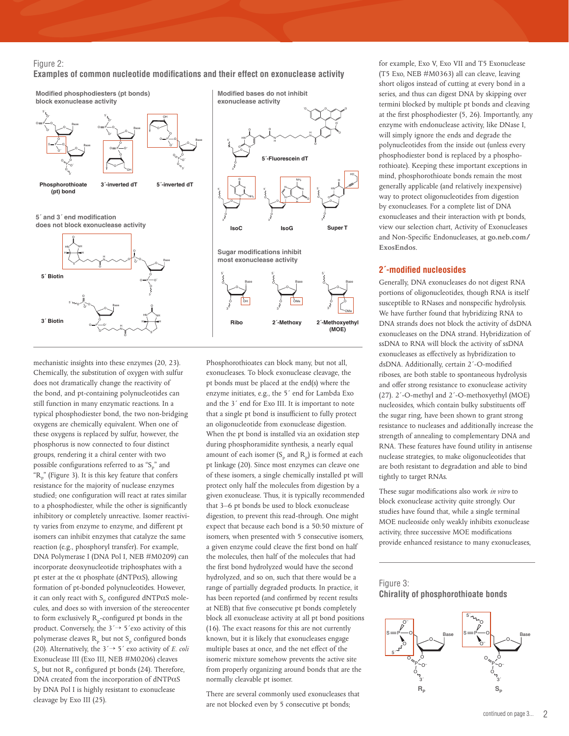Figure 2:
**Examples of common nucleotide modifications and their effect on exonuclease activity**

**Modified phosphodiesters (pt bonds) block exonuclease activity**

Phosphorothioate (pt) bond | 3´-inverted dT | 5´-inverted dT

**5´ and 3´ end modification does not block exonuclease activity**

5´ Biotin

3´ Biotin

**Modified bases do not inhibit exonuclease activity**

5´-Fluorescein dT

IsoC | IsoG | Super T

**Sugar modifications inhibit most exonuclease activity**

Ribo | 2´-Methoxy | 2´-Methoxyethyl (MOE)

mechanistic insights into these enzymes (20, 23). Chemically, the substitution of oxygen with sulfur does not dramatically change the reactivity of the bond, and pt-containing polynucleotides can still function in many enzymatic reactions. In a typical phosphodiester bond, the two non-bridging oxygens are chemically equivalent. When one of these oxygens is replaced by sulfur, however, the phosphorus is now connected to four distinct groups, rendering it a chiral center with two possible configurations referred to as "$S_p$" and "$R_p$" (Figure 3). It is this key feature that confers resistance for the majority of nuclease enzymes studied; one configuration will react at rates similar to a phosphodiester, while the other is significantly inhibitory or completely unreactive. Isomer reactivity varies from enzyme to enzyme, and different pt isomers can inhibit enzymes that catalyze the same reaction (e.g., phosphoryl transfer). For example, DNA Polymerase I (DNA Pol I, NEB #M0209) can incorporate deoxynucleotide triphosphates with a pt ester at the α phosphate (dNTPαS), allowing formation of pt-bonded polynucleotides. However, it can only react with $S_p$ configured dNTPαS molecules, and does so with inversion of the stereocenter to form exclusively $R_p$-configured pt bonds in the product. Conversely, the 3´→ 5´exo activity of this polymerase cleaves $R_p$ but not $S_p$ configured bonds (20). Alternatively, the 3´→ 5´ exo activity of *E. coli* Exonuclease III (Exo III, NEB #M0206) cleaves $S_p$ but not $R_p$ configured pt bonds (24). Therefore, DNA created from the incorporation of dNTPαS by DNA Pol I is highly resistant to exonuclease cleavage by Exo III (25).

Phosphorothioates can block many, but not all, exonucleases. To block exonuclease cleavage, the pt bonds must be placed at the end(s) where the enzyme initiates, e.g., the 5´ end for Lambda Exo and the 3´ end for Exo III. It is important to note that a single pt bond is insufficient to fully protect an oligonucleotide from exonuclease digestion. When the pt bond is installed via an oxidation step during phosphoramidite synthesis, a nearly equal amount of each isomer ($S_p$ and $R_p$) is formed at each pt linkage (20). Since most enzymes can cleave one of these isomers, a single chemically installed pt will protect only half the molecules from digestion by a given exonuclease. Thus, it is typically recommended that 3–6 pt bonds be used to block exonuclease digestion, to prevent this read-through. One might expect that because each bond is a 50:50 mixture of isomers, when presented with 5 consecutive isomers, a given enzyme could cleave the first bond on half the molecules, then half of the molecules that had the first bond hydrolyzed would have the second hydrolyzed, and so on, such that there would be a range of partially degraded products. In practice, it has been reported (and confirmed by recent results at NEB) that five consecutive pt bonds completely block all exonuclease activity at all pt bond positions (16). The exact reasons for this are not currently known, but it is likely that exonucleases engage multiple bases at once, and the net effect of the isomeric mixture somehow prevents the active site from properly organizing around bonds that are the normally cleavable pt isomer.

There are several commonly used exonucleases that are not blocked even by 5 consecutive pt bonds; for example, Exo V, Exo VII and T5 Exonuclease (T5 Exo, NEB #M0363) all can cleave, leaving short oligos instead of cutting at every bond in a series, and thus can digest DNA by skipping over termini blocked by multiple pt bonds and cleaving at the first phosphodiester (5, 26). Importantly, any enzyme with endonuclease activity, like DNase I, will simply ignore the ends and degrade the polynucleotides from the inside out (unless every phosphodiester bond is replaced by a phosphorothioate). Keeping these important exceptions in mind, phosphorothioate bonds remain the most generally applicable (and relatively inexpensive) way to protect oligonucleotides from digestion by exonucleases. For a complete list of DNA exonucleases and their interaction with pt bonds, view our selection chart, Activity of Exonucleases and Non-Specific Endonucleases, at **go.neb.com/ExosEndos**.

## 2´-modified nucleosides

Generally, DNA exonucleases do not digest RNA portions of oligonucleotides, though RNA is itself susceptible to RNases and nonspecific hydrolysis. We have further found that hybridizing RNA to DNA strands does not block the activity of dsDNA exonucleases on the DNA strand. Hybridization of ssDNA to RNA will block the activity of ssDNA exonucleases as effectively as hybridization to dsDNA. Additionally, certain 2´-O-modified riboses, are both stable to spontaneous hydrolysis and offer strong resistance to exonuclease activity (27). 2´-O-methyl and 2´-O-methoxyethyl (MOE) nucleosides, which contain bulky substituents off the sugar ring, have been shown to grant strong resistance to nucleases and additionally increase the strength of annealing to complementary DNA and RNA. These features have found utility in antisense nuclease strategies, to make oligonucleotides that are both resistant to degradation and able to bind tightly to target RNAs.

These sugar modifications also work *in vitro* to block exonuclease activity quite strongly. Our studies have found that, while a single terminal MOE nucleoside only weakly inhibits exonuclease activity, three successive MOE modifications provide enhanced resistance to many exonucleases,

Figure 3:
**Chirality of phosphorothioate bonds**

$R_p$ | $S_p$

continued on page 3...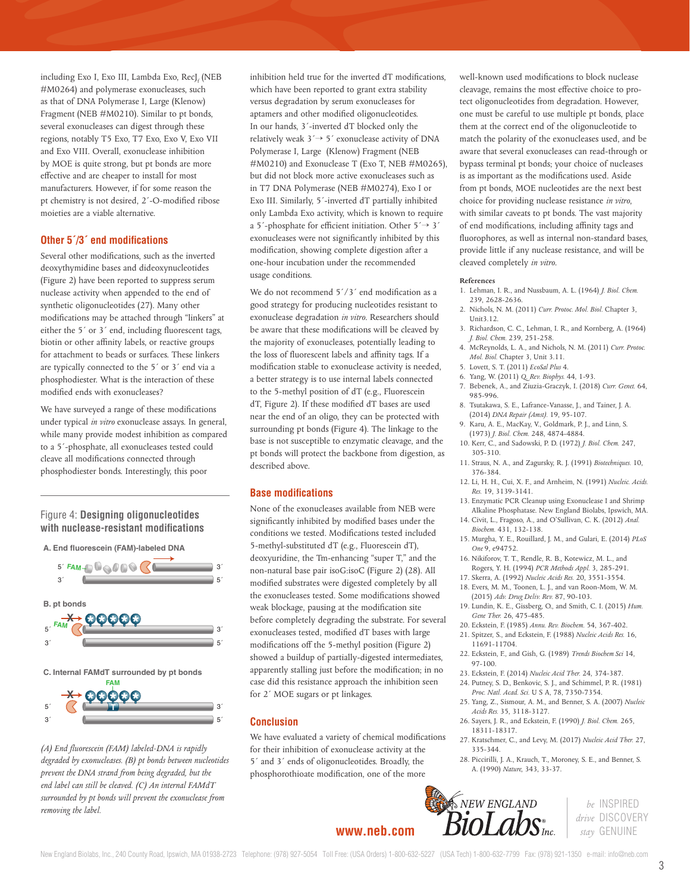including Exo I, Exo III, Lambda Exo, $RecJ_f$ (NEB #M0264) and polymerase exonucleases, such as that of DNA Polymerase I, Large (Klenow) Fragment (NEB #M0210). Similar to pt bonds, several exonucleases can digest through these regions, notably T5 Exo, T7 Exo, Exo V, Exo VII and Exo VIII. Overall, exonuclease inhibition by MOE is quite strong, but pt bonds are more effective and are cheaper to install for most manufacturers. However, if for some reason the pt chemistry is not desired, 2´-O-modified ribose moieties are a viable alternative.

## Other 5´/3´ end modifications

Several other modifications, such as the inverted deoxythymidine bases and dideoxynucleotides (Figure 2) have been reported to suppress serum nuclease activity when appended to the end of synthetic oligonucleotides (27). Many other modifications may be attached through "linkers" at either the 5´ or 3´ end, including fluorescent tags, biotin or other affinity labels, or reactive groups for attachment to beads or surfaces. These linkers are typically connected to the 5´ or 3´ end via a phosphodiester. What is the interaction of these modified ends with exonucleases?

We have surveyed a range of these modifications under typical *in vitro* exonuclease assays. In general, while many provide modest inhibition as compared to a 5´-phosphate, all exonucleases tested could cleave all modifications connected through phosphodiester bonds. Interestingly, this poor inhibition held true for the inverted dT modifications, which have been reported to grant extra stability versus degradation by serum exonucleases for aptamers and other modified oligonucleotides. In our hands, 3´-inverted dT blocked only the relatively weak 3´→ 5´ exonuclease activity of DNA Polymerase I, Large (Klenow) Fragment (NEB #M0210) and Exonuclease T (Exo T, NEB #M0265), but did not block more active exonucleases such as in T7 DNA Polymerase (NEB #M0274), Exo I or Exo III. Similarly, 5´-inverted dT partially inhibited only Lambda Exo activity, which is known to require a 5´-phosphate for efficient initiation. Other 5´→ 3´ exonucleases were not significantly inhibited by this modification, showing complete digestion after a one-hour incubation under the recommended usage conditions.

We do not recommend 5´/3´ end modification as a good strategy for producing nucleotides resistant to exonuclease degradation *in vitro*. Researchers should be aware that these modifications will be cleaved by the majority of exonucleases, potentially leading to the loss of fluorescent labels and affinity tags. If a modification stable to exonuclease activity is needed, a better strategy is to use internal labels connected to the 5-methyl position of dT (e.g., Fluorescein dT, Figure 2). If these modified dT bases are used near the end of an oligo, they can be protected with surrounding pt bonds (Figure 4). The linkage to the base is not susceptible to enzymatic cleavage, and the pt bonds will protect the backbone from digestion, as described above.

### Figure 4: Designing oligonucleotides with nuclease-resistant modifications

A. End fluorescein (FAM)-labeled DNA

5´ FAM 3´
3´ 5´

B. pt bonds

FAM
5´ 3´
3´ 5´

C. Internal FAMdT surrounded by pt bonds

FAM
T
5´ 3´
3´ 5´

*(A) End fluorescein (FAM) labeled-DNA is rapidly degraded by exonucleases. (B) pt bonds between nucleotides prevent the DNA strand from being degraded, but the end label can still be cleaved. (C) An internal FAMdT surrounded by pt bonds will prevent the exonuclease from removing the label.*

## Base modifications

None of the exonucleases available from NEB were significantly inhibited by modified bases under the conditions we tested. Modifications tested included 5-methyl-substituted dT (e.g., Fluorescein dT), deoxyuridine, the Tm-enhancing "super T," and the non-natural base pair isoG:isoC (Figure 2) (28). All modified substrates were digested completely by all the exonucleases tested. Some modifications showed weak blockage, pausing at the modification site before completely degrading the substrate. For several exonucleases tested, modified dT bases with large modifications off the 5-methyl position (Figure 2) showed a buildup of partially-digested intermediates, apparently stalling just before the modification; in no case did this resistance approach the inhibition seen for 2´ MOE sugars or pt linkages.

## Conclusion

We have evaluated a variety of chemical modifications for their inhibition of exonuclease activity at the 5´ and 3´ ends of oligonucleotides. Broadly, the phosphorothioate modification, one of the more well-known used modifications to block nuclease cleavage, remains the most effective choice to protect oligonucleotides from degradation. However, one must be careful to use multiple pt bonds, place them at the correct end of the oligonucleotide to match the polarity of the exonucleases used, and be aware that several exonucleases can read-through or bypass terminal pt bonds; your choice of nucleases is as important as the modifications used. Aside from pt bonds, MOE nucleotides are the next best choice for providing nuclease resistance *in vitro*, with similar caveats to pt bonds. The vast majority of end modifications, including affinity tags and fluorophores, as well as internal non-standard bases, provide little if any nuclease resistance, and will be cleaved completely *in vitro*.

### References

1. Lehman, I. R., and Nussbaum, A. L. (1964) *J. Biol. Chem.* 239, 2628-2636.
2. Nichols, N. M. (2011) *Curr. Protoc. Mol. Biol.* Chapter 3, Unit3.12.
3. Richardson, C. C., Lehman, I. R., and Kornberg, A. (1964) *J. Biol. Chem.* 239, 251-258.
4. McReynolds, L. A., and Nichols, N. M. (2011) *Curr. Protoc. Mol. Biol.* Chapter 3, Unit 3.11.
5. Lovett, S. T. (2011) *EcoSal Plus* 4.
6. Yang, W. (2011) *Q Rev. Biophys.* 44, 1-93.
7. Bebenek, A., and Ziuzia-Graczyk, I. (2018) *Curr. Genet.* 64, 985-996.
8. Tsutakawa, S. E., Lafrance-Vanasse, J., and Tainer, J. A. (2014) *DNA Repair (Amst).* 19, 95-107.
9. Karu, A. E., MacKay, V., Goldmark, P. J., and Linn, S. (1973) *J. Biol. Chem.* 248, 4874-4884.
10. Kerr, C., and Sadowski, P. D. (1972) *J. Biol. Chem.* 247, 305-310.
11. Straus, N. A., and Zagursky, R. J. (1991) *Biotechniques.* 10, 376-384.
12. Li, H. H., Cui, X. F., and Arnheim, N. (1991) *Nucleic. Acids. Res.* 19, 3139-3141.
13. Enzymatic PCR Cleanup using Exonuclease I and Shrimp Alkaline Phosphatase. New England Biolabs, Ipswich, MA.
14. Civit, L., Fragoso, A., and O'Sullivan, C. K. (2012) *Anal. Biochem.* 431, 132-138.
15. Murgha, Y. E., Rouillard, J. M., and Gulari, E. (2014) *PLoS One* 9, e94752.
16. Nikiforov, T. T., Rendle, R. B., Kotewicz, M. L., and Rogers, Y. H. (1994) *PCR Methods Appl.* 3, 285-291.
17. Skerra, A. (1992) *Nucleic Acids Res.* 20, 3551-3554.
18. Evers, M. M., Toonen, L. J., and van Roon-Mom, W. M. (2015) *Adv. Drug Deliv. Rev.* 87, 90-103.
19. Lundin, K. E., Gissberg, O., and Smith, C. I. (2015) *Hum. Gene Ther.* 26, 475-485.
20. Eckstein, F. (1985) *Annu. Rev. Biochem.* 54, 367-402.
21. Spitzer, S., and Eckstein, F. (1988) *Nucleic Acids Res.* 16, 11691-11704.
22. Eckstein, F., and Gish, G. (1989) *Trends Biochem Sci* 14, 97-100.
23. Eckstein, F. (2014) *Nucleic Acid Ther.* 24, 374-387.
24. Putney, S. D., Benkovic, S. J., and Schimmel, P. R. (1981) *Proc. Natl. Acad. Sci.* U S A, 78, 7350-7354.
25. Yang, Z., Sismour, A. M., and Benner, S. A. (2007) *Nucleic Acids Res.* 35, 3118-3127.
26. Sayers, J. R., and Eckstein, F. (1990) *J. Biol. Chem.* 265, 18311-18317.
27. Kratschmer, C., and Levy, M. (2017) *Nucleic Acid Ther.* 27, 335-344.
28. Piccirilli, J. A., Krauch, T., Moroney, S. E., and Benner, S. A. (1990) *Nature*, 343, 33-37.

www.neb.com

NEW ENGLAND BioLabs® Inc.

*be* INSPIRED *drive* DISCOVERY *stay* GENUINE

New England Biolabs, Inc., 240 County Road, Ipswich, MA 01938-2723 Telephone: (978) 927-5054 Toll Free: (USA Orders) 1-800-632-5227 (USA Tech) 1-800-632-7799 Fax: (978) 921-1350 e-mail: info@neb.com